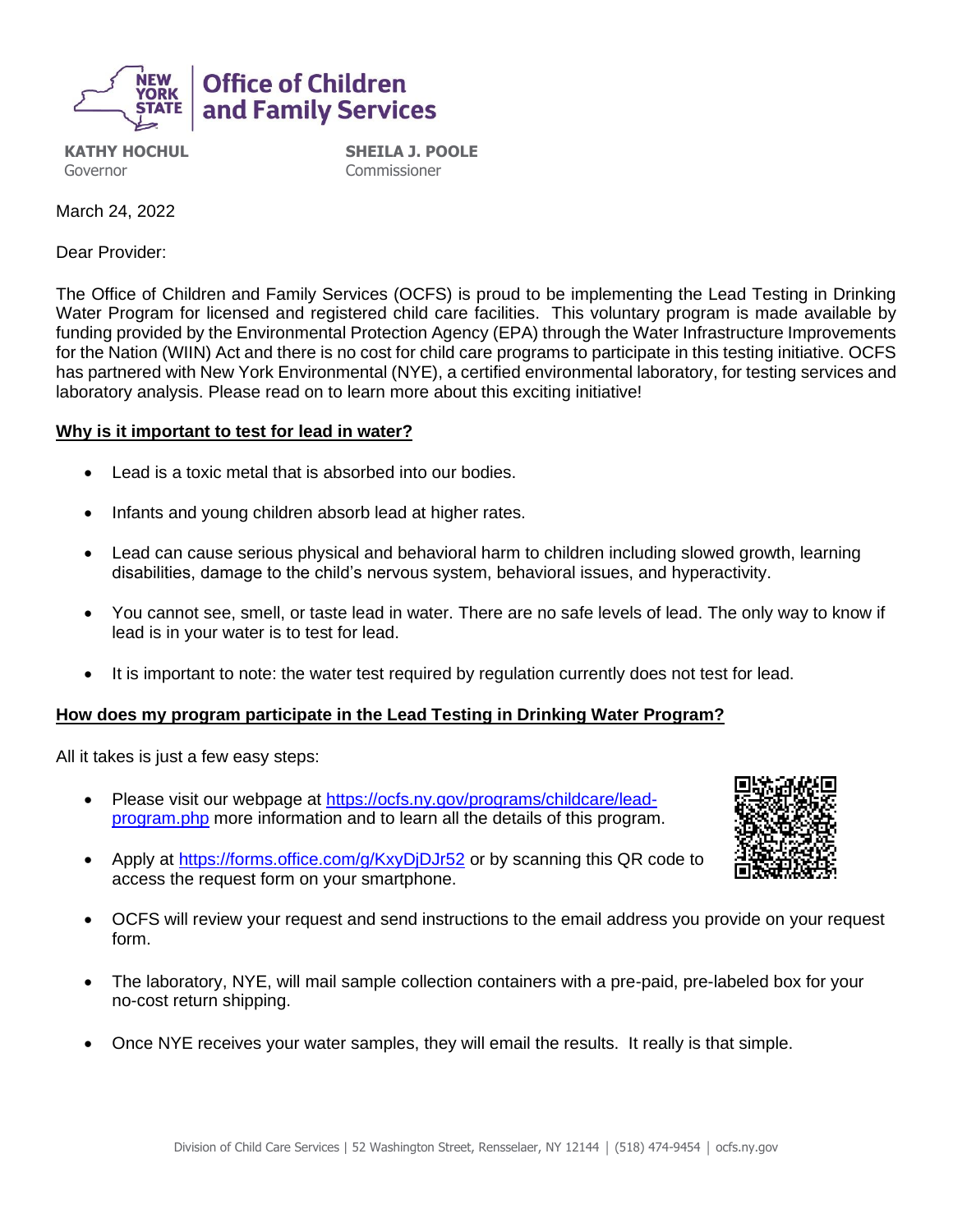NEW YORK STATE | Office of Children and Family Services

**KATHY HOCHUL**
Governor

**SHEILA J. POOLE**
Commissioner

March 24, 2022

Dear Provider:

The Office of Children and Family Services (OCFS) is proud to be implementing the Lead Testing in Drinking Water Program for licensed and registered child care facilities. This voluntary program is made available by funding provided by the Environmental Protection Agency (EPA) through the Water Infrastructure Improvements for the Nation (WIIN) Act and there is no cost for child care programs to participate in this testing initiative. OCFS has partnered with New York Environmental (NYE), a certified environmental laboratory, for testing services and laboratory analysis. Please read on to learn more about this exciting initiative!

**Why is it important to test for lead in water?**

- Lead is a toxic metal that is absorbed into our bodies.
- Infants and young children absorb lead at higher rates.
- Lead can cause serious physical and behavioral harm to children including slowed growth, learning disabilities, damage to the child's nervous system, behavioral issues, and hyperactivity.
- You cannot see, smell, or taste lead in water. There are no safe levels of lead. The only way to know if lead is in your water is to test for lead.
- It is important to note: the water test required by regulation currently does not test for lead.

**How does my program participate in the Lead Testing in Drinking Water Program?**

All it takes is just a few easy steps:

- Please visit our webpage at https://ocfs.ny.gov/programs/childcare/lead-program.php more information and to learn all the details of this program.
- Apply at https://forms.office.com/g/KxyDjDJr52 or by scanning this QR code to access the request form on your smartphone.
- OCFS will review your request and send instructions to the email address you provide on your request form.
- The laboratory, NYE, will mail sample collection containers with a pre-paid, pre-labeled box for your no-cost return shipping.
- Once NYE receives your water samples, they will email the results. It really is that simple.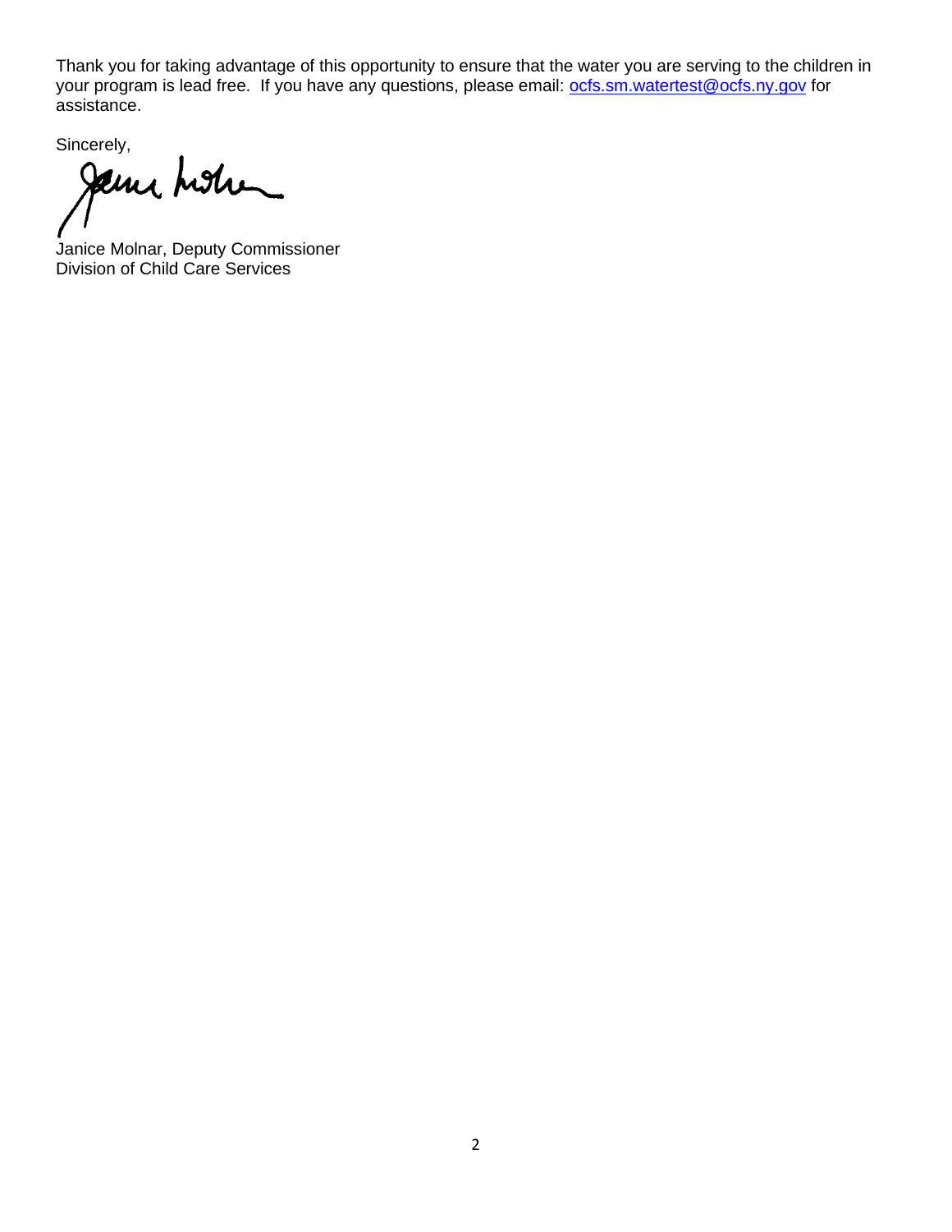Thank you for taking advantage of this opportunity to ensure that the water you are serving to the children in your program is lead free. If you have any questions, please email: [ocfs.sm.watertest@ocfs.ny.gov](mailto:ocfs.sm.watertest@ocfs.ny.gov) for assistance.

Sincerely,

Janice Molnar, Deputy Commissioner
Division of Child Care Services